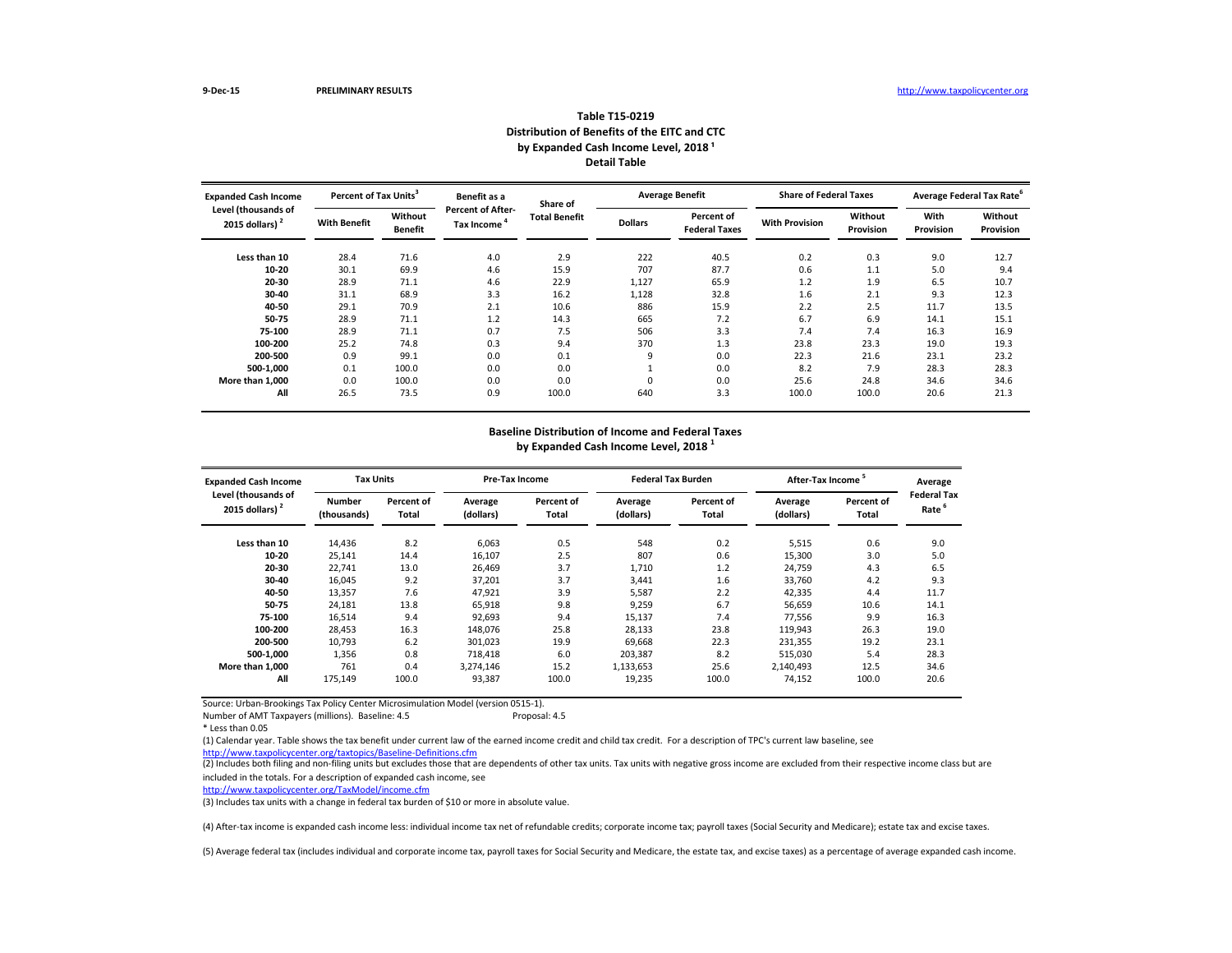9-Dec-15 PRELIMINARY RESULTS http://www.taxpolicycenter.org

## Table T15-0219
## Distribution of Benefits of the EITC and CTC
## by Expanded Cash Income Level, 2018 [1]
## Detail Table

| Expanded Cash Income Level (thousands of 2015 dollars) [2] | Percent of Tax Units [3] | | Benefit as a Percent of After-Tax Income [4] | Share of Total Benefit | Average Benefit | | Share of Federal Taxes | | Average Federal Tax Rate [6] | |
|---|---|---|---|---|---|---|---|---|---|---|
| | With Benefit | Without Benefit | | | Dollars | Percent of Federal Taxes | With Provision | Without Provision | With Provision | Without Provision |
| Less than 10 | 28.4 | 71.6 | 4.0 | 2.9 | 222 | 40.5 | 0.2 | 0.3 | 9.0 | 12.7 |
| 10-20 | 30.1 | 69.9 | 4.6 | 15.9 | 707 | 87.7 | 0.6 | 1.1 | 5.0 | 9.4 |
| 20-30 | 28.9 | 71.1 | 4.6 | 22.9 | 1,127 | 65.9 | 1.2 | 1.9 | 6.5 | 10.7 |
| 30-40 | 31.1 | 68.9 | 3.3 | 16.2 | 1,128 | 32.8 | 1.6 | 2.1 | 9.3 | 12.3 |
| 40-50 | 29.1 | 70.9 | 2.1 | 10.6 | 886 | 15.9 | 2.2 | 2.5 | 11.7 | 13.5 |
| 50-75 | 28.9 | 71.1 | 1.2 | 14.3 | 665 | 7.2 | 6.7 | 6.9 | 14.1 | 15.1 |
| 75-100 | 28.9 | 71.1 | 0.7 | 7.5 | 506 | 3.3 | 7.4 | 7.4 | 16.3 | 16.9 |
| 100-200 | 25.2 | 74.8 | 0.3 | 9.4 | 370 | 1.3 | 23.8 | 23.3 | 19.0 | 19.3 |
| 200-500 | 0.9 | 99.1 | 0.0 | 0.1 | 9 | 0.0 | 22.3 | 21.6 | 23.1 | 23.2 |
| 500-1,000 | 0.1 | 100.0 | 0.0 | 0.0 | 1 | 0.0 | 8.2 | 7.9 | 28.3 | 28.3 |
| More than 1,000 | 0.0 | 100.0 | 0.0 | 0.0 | 0 | 0.0 | 25.6 | 24.8 | 34.6 | 34.6 |
| All | 26.5 | 73.5 | 0.9 | 100.0 | 640 | 3.3 | 100.0 | 100.0 | 20.6 | 21.3 |

## Baseline Distribution of Income and Federal Taxes
## by Expanded Cash Income Level, 2018 [1]

| Expanded Cash Income Level (thousands of 2015 dollars) [2] | Tax Units | | Pre-Tax Income | | Federal Tax Burden | | After-Tax Income [5] | | Average Federal Tax Rate [6] |
|---|---|---|---|---|---|---|---|---|---|
| | Number (thousands) | Percent of Total | Average (dollars) | Percent of Total | Average (dollars) | Percent of Total | Average (dollars) | Percent of Total | |
| Less than 10 | 14,436 | 8.2 | 6,063 | 0.5 | 548 | 0.2 | 5,515 | 0.6 | 9.0 |
| 10-20 | 25,141 | 14.4 | 16,107 | 2.5 | 807 | 0.6 | 15,300 | 3.0 | 5.0 |
| 20-30 | 22,741 | 13.0 | 26,469 | 3.7 | 1,710 | 1.2 | 24,759 | 4.3 | 6.5 |
| 30-40 | 16,045 | 9.2 | 37,201 | 3.7 | 3,441 | 1.6 | 33,760 | 4.2 | 9.3 |
| 40-50 | 13,357 | 7.6 | 47,921 | 3.9 | 5,587 | 2.2 | 42,335 | 4.4 | 11.7 |
| 50-75 | 24,181 | 13.8 | 65,918 | 9.8 | 9,259 | 6.7 | 56,659 | 10.6 | 14.1 |
| 75-100 | 16,514 | 9.4 | 92,693 | 9.4 | 15,137 | 7.4 | 77,556 | 9.9 | 16.3 |
| 100-200 | 28,453 | 16.3 | 148,076 | 25.8 | 28,133 | 23.8 | 119,943 | 26.3 | 19.0 |
| 200-500 | 10,793 | 6.2 | 301,023 | 19.9 | 69,668 | 22.3 | 231,355 | 19.2 | 23.1 |
| 500-1,000 | 1,356 | 0.8 | 718,418 | 6.0 | 203,387 | 8.2 | 515,030 | 5.4 | 28.3 |
| More than 1,000 | 761 | 0.4 | 3,274,146 | 15.2 | 1,133,653 | 25.6 | 2,140,493 | 12.5 | 34.6 |
| All | 175,149 | 100.0 | 93,387 | 100.0 | 19,235 | 100.0 | 74,152 | 100.0 | 20.6 |

Source: Urban-Brookings Tax Policy Center Microsimulation Model (version 0515-1).

Number of AMT Taxpayers (millions). Baseline: 4.5 Proposal: 4.5

* Less than 0.05

(1) Calendar year. Table shows the tax benefit under current law of the earned income credit and child tax credit. For a description of TPC's current law baseline, see http://www.taxpolicycenter.org/taxtopics/Baseline-Definitions.cfm

(2) Includes both filing and non-filing units but excludes those that are dependents of other tax units. Tax units with negative gross income are excluded from their respective income class but are included in the totals. For a description of expanded cash income, see http://www.taxpolicycenter.org/TaxModel/income.cfm

(3) Includes tax units with a change in federal tax burden of $10 or more in absolute value.

(4) After-tax income is expanded cash income less: individual income tax net of refundable credits; corporate income tax; payroll taxes (Social Security and Medicare); estate tax and excise taxes.

(5) Average federal tax (includes individual and corporate income tax, payroll taxes for Social Security and Medicare, the estate tax, and excise taxes) as a percentage of average expanded cash income.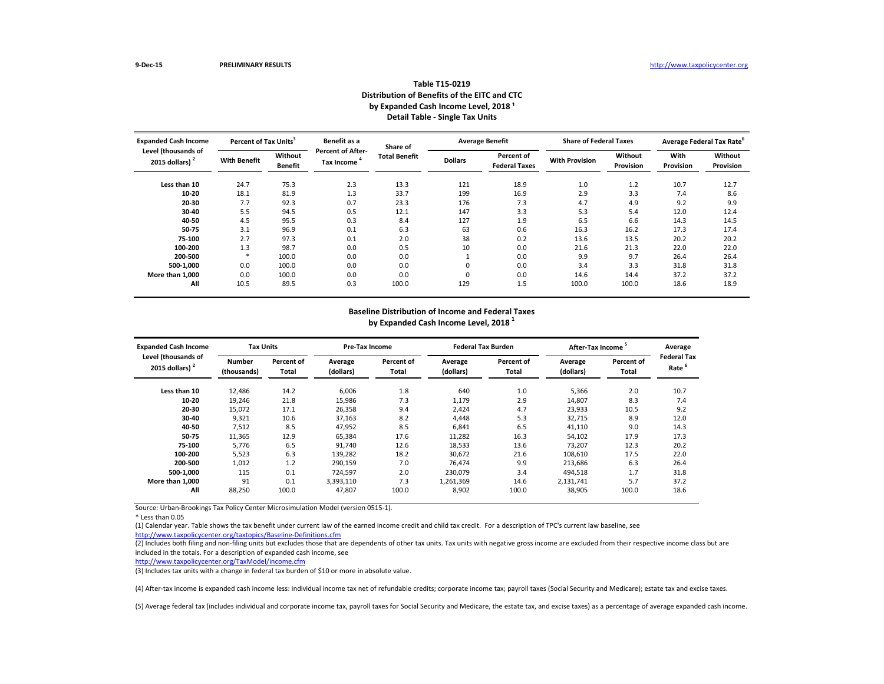9-Dec-15 PRELIMINARY RESULTS http://www.taxpolicycenter.org

### Table T15-0219
### Distribution of Benefits of the EITC and CTC by Expanded Cash Income Level, 2018 [1]
### Detail Table - Single Tax Units

| Expanded Cash Income Level (thousands of 2015 dollars) [2] | Percent of Tax Units[3] | | Benefit as a Percent of After-Tax Income [4] | Share of Total Benefit | Average Benefit | | Share of Federal Taxes | | Average Federal Tax Rate[6] | |
|---|---|---|---|---|---|---|---|---|---|---|
| | With Benefit | Without Benefit | | | Dollars | Percent of Federal Taxes | With Provision | Without Provision | With Provision | Without Provision |
| Less than 10 | 24.7 | 75.3 | 2.3 | 13.3 | 121 | 18.9 | 1.0 | 1.2 | 10.7 | 12.7 |
| 10-20 | 18.1 | 81.9 | 1.3 | 33.7 | 199 | 16.9 | 2.9 | 3.3 | 7.4 | 8.6 |
| 20-30 | 7.7 | 92.3 | 0.7 | 23.3 | 176 | 7.3 | 4.7 | 4.9 | 9.2 | 9.9 |
| 30-40 | 5.5 | 94.5 | 0.5 | 12.1 | 147 | 3.3 | 5.3 | 5.4 | 12.0 | 12.4 |
| 40-50 | 4.5 | 95.5 | 0.3 | 8.4 | 127 | 1.9 | 6.5 | 6.6 | 14.3 | 14.5 |
| 50-75 | 3.1 | 96.9 | 0.1 | 6.3 | 63 | 0.6 | 16.3 | 16.2 | 17.3 | 17.4 |
| 75-100 | 2.7 | 97.3 | 0.1 | 2.0 | 38 | 0.2 | 13.6 | 13.5 | 20.2 | 20.2 |
| 100-200 | 1.3 | 98.7 | 0.0 | 0.5 | 10 | 0.0 | 21.6 | 21.3 | 22.0 | 22.0 |
| 200-500 | * | 100.0 | 0.0 | 0.0 | 1 | 0.0 | 9.9 | 9.7 | 26.4 | 26.4 |
| 500-1,000 | 0.0 | 100.0 | 0.0 | 0.0 | 0 | 0.0 | 3.4 | 3.3 | 31.8 | 31.8 |
| More than 1,000 | 0.0 | 100.0 | 0.0 | 0.0 | 0 | 0.0 | 14.6 | 14.4 | 37.2 | 37.2 |
| All | 10.5 | 89.5 | 0.3 | 100.0 | 129 | 1.5 | 100.0 | 100.0 | 18.6 | 18.9 |

### Baseline Distribution of Income and Federal Taxes by Expanded Cash Income Level, 2018 [1]

| Expanded Cash Income Level (thousands of 2015 dollars) [2] | Tax Units | | Pre-Tax Income | | Federal Tax Burden | | After-Tax Income [5] | | Average Federal Tax Rate [6] |
|---|---|---|---|---|---|---|---|---|---|
| | Number (thousands) | Percent of Total | Average (dollars) | Percent of Total | Average (dollars) | Percent of Total | Average (dollars) | Percent of Total | |
| Less than 10 | 12,486 | 14.2 | 6,006 | 1.8 | 640 | 1.0 | 5,366 | 2.0 | 10.7 |
| 10-20 | 19,246 | 21.8 | 15,986 | 7.3 | 1,179 | 2.9 | 14,807 | 8.3 | 7.4 |
| 20-30 | 15,072 | 17.1 | 26,358 | 9.4 | 2,424 | 4.7 | 23,933 | 10.5 | 9.2 |
| 30-40 | 9,321 | 10.6 | 37,163 | 8.2 | 4,448 | 5.3 | 32,715 | 8.9 | 12.0 |
| 40-50 | 7,512 | 8.5 | 47,952 | 8.5 | 6,841 | 6.5 | 41,110 | 9.0 | 14.3 |
| 50-75 | 11,365 | 12.9 | 65,384 | 17.6 | 11,282 | 16.3 | 54,102 | 17.9 | 17.3 |
| 75-100 | 5,776 | 6.5 | 91,740 | 12.6 | 18,533 | 13.6 | 73,207 | 12.3 | 20.2 |
| 100-200 | 5,523 | 6.3 | 139,282 | 18.2 | 30,672 | 21.6 | 108,610 | 17.5 | 22.0 |
| 200-500 | 1,012 | 1.2 | 290,159 | 7.0 | 76,474 | 9.9 | 213,686 | 6.3 | 26.4 |
| 500-1,000 | 115 | 0.1 | 724,597 | 2.0 | 230,079 | 3.4 | 494,518 | 1.7 | 31.8 |
| More than 1,000 | 91 | 0.1 | 3,393,110 | 7.3 | 1,261,369 | 14.6 | 2,131,741 | 5.7 | 37.2 |
| All | 88,250 | 100.0 | 47,807 | 100.0 | 8,902 | 100.0 | 38,905 | 100.0 | 18.6 |

Source: Urban-Brookings Tax Policy Center Microsimulation Model (version 0515-1).

* Less than 0.05

(1) Calendar year. Table shows the tax benefit under current law of the earned income credit and child tax credit. For a description of TPC's current law baseline, see http://www.taxpolicycenter.org/taxtopics/Baseline-Definitions.cfm

(2) Includes both filing and non-filing units but excludes those that are dependents of other tax units. Tax units with negative gross income are excluded from their respective income class but are included in the totals. For a description of expanded cash income, see http://www.taxpolicycenter.org/TaxModel/income.cfm

(3) Includes tax units with a change in federal tax burden of $10 or more in absolute value.

(4) After-tax income is expanded cash income less: individual income tax net of refundable credits; corporate income tax; payroll taxes (Social Security and Medicare); estate tax and excise taxes.

(5) Average federal tax (includes individual and corporate income tax, payroll taxes for Social Security and Medicare, the estate tax, and excise taxes) as a percentage of average expanded cash income.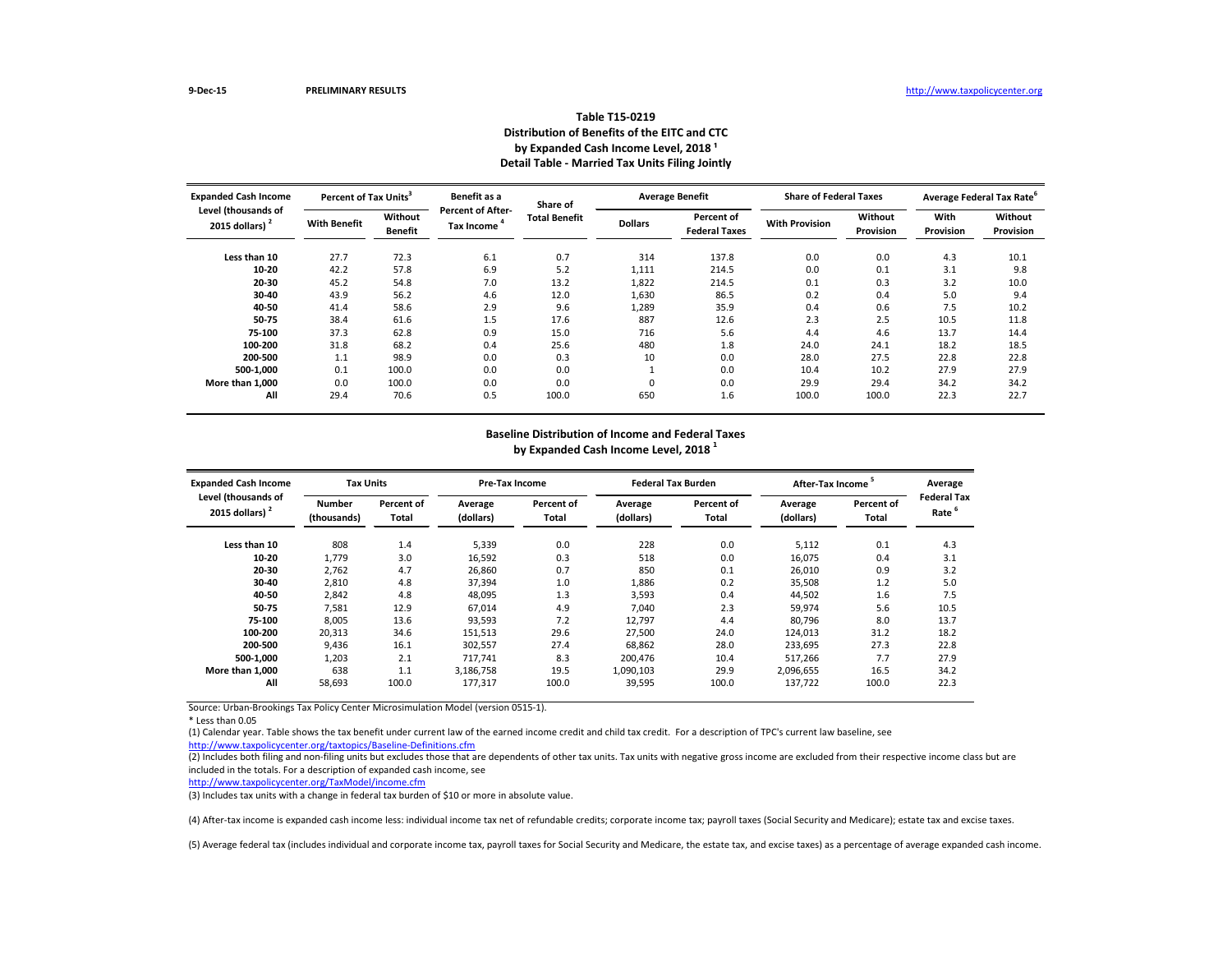9-Dec-15 PRELIMINARY RESULTS http://www.taxpolicycenter.org

## Table T15-0219
## Distribution of Benefits of the EITC and CTC
## by Expanded Cash Income Level, 2018 [1]
## Detail Table - Married Tax Units Filing Jointly

| Expanded Cash Income Level (thousands of 2015 dollars) [2] | Percent of Tax Units[3] | | Benefit as a Percent of After-Tax Income [4] | Share of Total Benefit | Average Benefit | | Share of Federal Taxes | | Average Federal Tax Rate[6] | |
|---|---|---|---|---|---|---|---|---|---|---|
| | With Benefit | Without Benefit | | | Dollars | Percent of Federal Taxes | With Provision | Without Provision | With Provision | Without Provision |
| Less than 10 | 27.7 | 72.3 | 6.1 | 0.7 | 314 | 137.8 | 0.0 | 0.0 | 4.3 | 10.1 |
| 10-20 | 42.2 | 57.8 | 6.9 | 5.2 | 1,111 | 214.5 | 0.0 | 0.1 | 3.1 | 9.8 |
| 20-30 | 45.2 | 54.8 | 7.0 | 13.2 | 1,822 | 214.5 | 0.1 | 0.3 | 3.2 | 10.0 |
| 30-40 | 43.9 | 56.2 | 4.6 | 12.0 | 1,630 | 86.5 | 0.2 | 0.4 | 5.0 | 9.4 |
| 40-50 | 41.4 | 58.6 | 2.9 | 9.6 | 1,289 | 35.9 | 0.4 | 0.6 | 7.5 | 10.2 |
| 50-75 | 38.4 | 61.6 | 1.5 | 17.6 | 887 | 12.6 | 2.3 | 2.5 | 10.5 | 11.8 |
| 75-100 | 37.3 | 62.8 | 0.9 | 15.0 | 716 | 5.6 | 4.4 | 4.6 | 13.7 | 14.4 |
| 100-200 | 31.8 | 68.2 | 0.4 | 25.6 | 480 | 1.8 | 24.0 | 24.1 | 18.2 | 18.5 |
| 200-500 | 1.1 | 98.9 | 0.0 | 0.3 | 10 | 0.0 | 28.0 | 27.5 | 22.8 | 22.8 |
| 500-1,000 | 0.1 | 100.0 | 0.0 | 0.0 | 1 | 0.0 | 10.4 | 10.2 | 27.9 | 27.9 |
| More than 1,000 | 0.0 | 100.0 | 0.0 | 0.0 | 0 | 0.0 | 29.9 | 29.4 | 34.2 | 34.2 |
| All | 29.4 | 70.6 | 0.5 | 100.0 | 650 | 1.6 | 100.0 | 100.0 | 22.3 | 22.7 |

## Baseline Distribution of Income and Federal Taxes
## by Expanded Cash Income Level, 2018 [1]

| Expanded Cash Income Level (thousands of 2015 dollars) [2] | Tax Units | | Pre-Tax Income | | Federal Tax Burden | | After-Tax Income [5] | | Average Federal Tax Rate [6] |
|---|---|---|---|---|---|---|---|---|---|
| | Number (thousands) | Percent of Total | Average (dollars) | Percent of Total | Average (dollars) | Percent of Total | Average (dollars) | Percent of Total | |
| Less than 10 | 808 | 1.4 | 5,339 | 0.0 | 228 | 0.0 | 5,112 | 0.1 | 4.3 |
| 10-20 | 1,779 | 3.0 | 16,592 | 0.3 | 518 | 0.0 | 16,075 | 0.4 | 3.1 |
| 20-30 | 2,762 | 4.7 | 26,860 | 0.7 | 850 | 0.1 | 26,010 | 0.9 | 3.2 |
| 30-40 | 2,810 | 4.8 | 37,394 | 1.0 | 1,886 | 0.2 | 35,508 | 1.2 | 5.0 |
| 40-50 | 2,842 | 4.8 | 48,095 | 1.3 | 3,593 | 0.4 | 44,502 | 1.6 | 7.5 |
| 50-75 | 7,581 | 12.9 | 67,014 | 4.9 | 7,040 | 2.3 | 59,974 | 5.6 | 10.5 |
| 75-100 | 8,005 | 13.6 | 93,593 | 7.2 | 12,797 | 4.4 | 80,796 | 8.0 | 13.7 |
| 100-200 | 20,313 | 34.6 | 151,513 | 29.6 | 27,500 | 24.0 | 124,013 | 31.2 | 18.2 |
| 200-500 | 9,436 | 16.1 | 302,557 | 27.4 | 68,862 | 28.0 | 233,695 | 27.3 | 22.8 |
| 500-1,000 | 1,203 | 2.1 | 717,741 | 8.3 | 200,476 | 10.4 | 517,266 | 7.7 | 27.9 |
| More than 1,000 | 638 | 1.1 | 3,186,758 | 19.5 | 1,090,103 | 29.9 | 2,096,655 | 16.5 | 34.2 |
| All | 58,693 | 100.0 | 177,317 | 100.0 | 39,595 | 100.0 | 137,722 | 100.0 | 22.3 |

Source: Urban-Brookings Tax Policy Center Microsimulation Model (version 0515-1).

* Less than 0.05

(1) Calendar year. Table shows the tax benefit under current law of the earned income credit and child tax credit. For a description of TPC's current law baseline, see http://www.taxpolicycenter.org/taxtopics/Baseline-Definitions.cfm

(2) Includes both filing and non-filing units but excludes those that are dependents of other tax units. Tax units with negative gross income are excluded from their respective income class but are included in the totals. For a description of expanded cash income, see http://www.taxpolicycenter.org/TaxModel/income.cfm

(3) Includes tax units with a change in federal tax burden of $10 or more in absolute value.

(4) After-tax income is expanded cash income less: individual income tax net of refundable credits; corporate income tax; payroll taxes (Social Security and Medicare); estate tax and excise taxes.

(5) Average federal tax (includes individual and corporate income tax, payroll taxes for Social Security and Medicare, the estate tax, and excise taxes) as a percentage of average expanded cash income.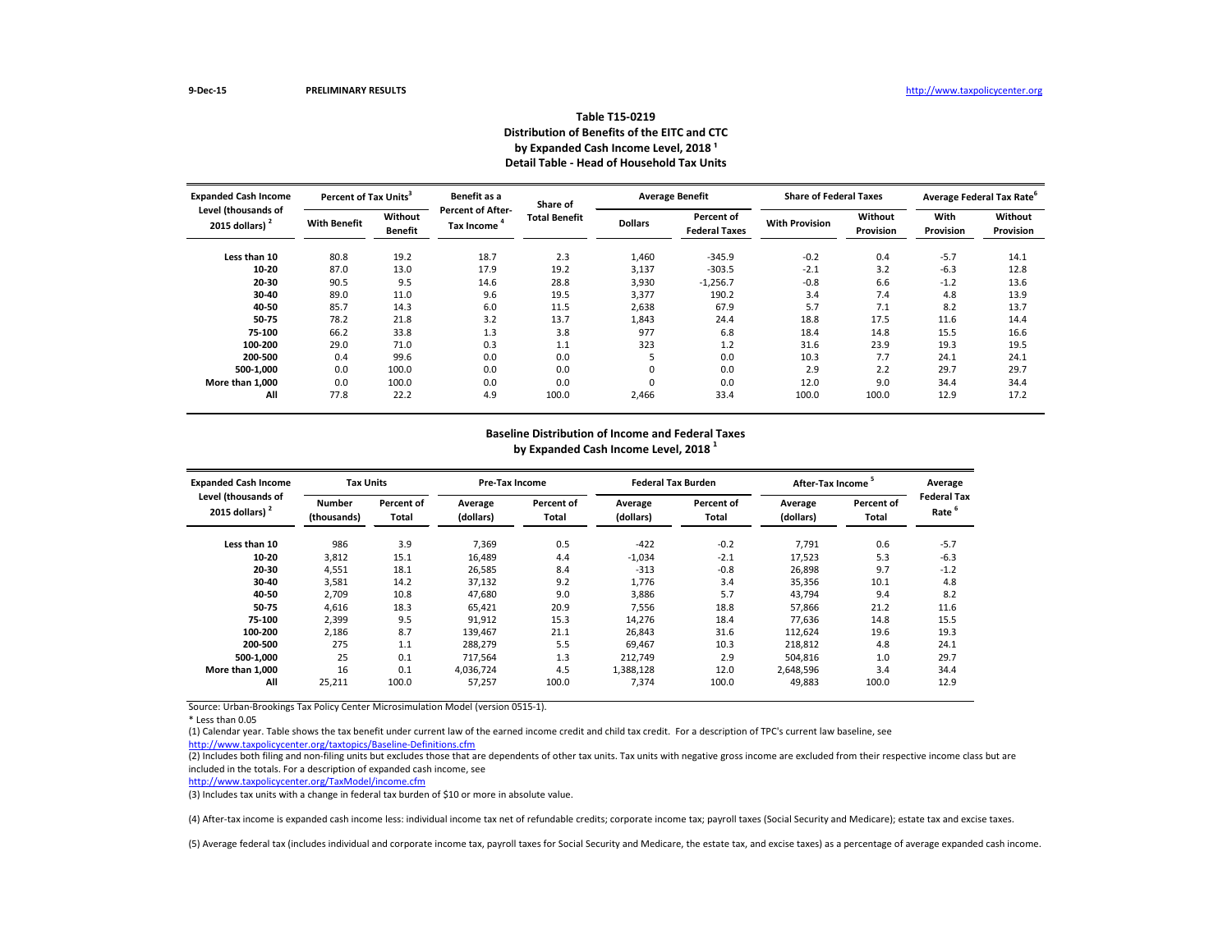9-Dec-15 PRELIMINARY RESULTS http://www.taxpolicycenter.org

### Table T15-0219
### Distribution of Benefits of the EITC and CTC
### by Expanded Cash Income Level, 2018 [1]
### Detail Table - Head of Household Tax Units

| Expanded Cash Income Level (thousands of 2015 dollars) [2] | Percent of Tax Units[3] | | Benefit as a Percent of After-Tax Income [4] | Share of Total Benefit | Average Benefit | | Share of Federal Taxes | | Average Federal Tax Rate[6] | |
|---|---|---|---|---|---|---|---|---|---|---|
| | With Benefit | Without Benefit | | | Dollars | Percent of Federal Taxes | With Provision | Without Provision | With Provision | Without Provision |
| Less than 10 | 80.8 | 19.2 | 18.7 | 2.3 | 1,460 | -345.9 | -0.2 | 0.4 | -5.7 | 14.1 |
| 10-20 | 87.0 | 13.0 | 17.9 | 19.2 | 3,137 | -303.5 | -2.1 | 3.2 | -6.3 | 12.8 |
| 20-30 | 90.5 | 9.5 | 14.6 | 28.8 | 3,930 | -1,256.7 | -0.8 | 6.6 | -1.2 | 13.6 |
| 30-40 | 89.0 | 11.0 | 9.6 | 19.5 | 3,377 | 190.2 | 3.4 | 7.4 | 4.8 | 13.9 |
| 40-50 | 85.7 | 14.3 | 6.0 | 11.5 | 2,638 | 67.9 | 5.7 | 7.1 | 8.2 | 13.7 |
| 50-75 | 78.2 | 21.8 | 3.2 | 13.7 | 1,843 | 24.4 | 18.8 | 17.5 | 11.6 | 14.4 |
| 75-100 | 66.2 | 33.8 | 1.3 | 3.8 | 977 | 6.8 | 18.4 | 14.8 | 15.5 | 16.6 |
| 100-200 | 29.0 | 71.0 | 0.3 | 1.1 | 323 | 1.2 | 31.6 | 23.9 | 19.3 | 19.5 |
| 200-500 | 0.4 | 99.6 | 0.0 | 0.0 | 5 | 0.0 | 10.3 | 7.7 | 24.1 | 24.1 |
| 500-1,000 | 0.0 | 100.0 | 0.0 | 0.0 | 0 | 0.0 | 2.9 | 2.2 | 29.7 | 29.7 |
| More than 1,000 | 0.0 | 100.0 | 0.0 | 0.0 | 0 | 0.0 | 12.0 | 9.0 | 34.4 | 34.4 |
| All | 77.8 | 22.2 | 4.9 | 100.0 | 2,466 | 33.4 | 100.0 | 100.0 | 12.9 | 17.2 |

### Baseline Distribution of Income and Federal Taxes
### by Expanded Cash Income Level, 2018 [1]

| Expanded Cash Income Level (thousands of 2015 dollars) [2] | Tax Units | | Pre-Tax Income | | Federal Tax Burden | | After-Tax Income [5] | | Average Federal Tax Rate [6] |
|---|---|---|---|---|---|---|---|---|---|
| | Number (thousands) | Percent of Total | Average (dollars) | Percent of Total | Average (dollars) | Percent of Total | Average (dollars) | Percent of Total | |
| Less than 10 | 986 | 3.9 | 7,369 | 0.5 | -422 | -0.2 | 7,791 | 0.6 | -5.7 |
| 10-20 | 3,812 | 15.1 | 16,489 | 4.4 | -1,034 | -2.1 | 17,523 | 5.3 | -6.3 |
| 20-30 | 4,551 | 18.1 | 26,585 | 8.4 | -313 | -0.8 | 26,898 | 9.7 | -1.2 |
| 30-40 | 3,581 | 14.2 | 37,132 | 9.2 | 1,776 | 3.4 | 35,356 | 10.1 | 4.8 |
| 40-50 | 2,709 | 10.8 | 47,680 | 9.0 | 3,886 | 5.7 | 43,794 | 9.4 | 8.2 |
| 50-75 | 4,616 | 18.3 | 65,421 | 20.9 | 7,556 | 18.8 | 57,866 | 21.2 | 11.6 |
| 75-100 | 2,399 | 9.5 | 91,912 | 15.3 | 14,276 | 18.4 | 77,636 | 14.8 | 15.5 |
| 100-200 | 2,186 | 8.7 | 139,467 | 21.1 | 26,843 | 31.6 | 112,624 | 19.6 | 19.3 |
| 200-500 | 275 | 1.1 | 288,279 | 5.5 | 69,467 | 10.3 | 218,812 | 4.8 | 24.1 |
| 500-1,000 | 25 | 0.1 | 717,564 | 1.3 | 212,749 | 2.9 | 504,816 | 1.0 | 29.7 |
| More than 1,000 | 16 | 0.1 | 4,036,724 | 4.5 | 1,388,128 | 12.0 | 2,648,596 | 3.4 | 34.4 |
| All | 25,211 | 100.0 | 57,257 | 100.0 | 7,374 | 100.0 | 49,883 | 100.0 | 12.9 |

Source: Urban-Brookings Tax Policy Center Microsimulation Model (version 0515-1).

* Less than 0.05

(1) Calendar year. Table shows the tax benefit under current law of the earned income credit and child tax credit. For a description of TPC's current law baseline, see http://www.taxpolicycenter.org/taxtopics/Baseline-Definitions.cfm

(2) Includes both filing and non-filing units but excludes those that are dependents of other tax units. Tax units with negative gross income are excluded from their respective income class but are included in the totals. For a description of expanded cash income, see http://www.taxpolicycenter.org/TaxModel/income.cfm

(3) Includes tax units with a change in federal tax burden of $10 or more in absolute value.

(4) After-tax income is expanded cash income less: individual income tax net of refundable credits; corporate income tax; payroll taxes (Social Security and Medicare); estate tax and excise taxes.

(5) Average federal tax (includes individual and corporate income tax, payroll taxes for Social Security and Medicare, the estate tax, and excise taxes) as a percentage of average expanded cash income.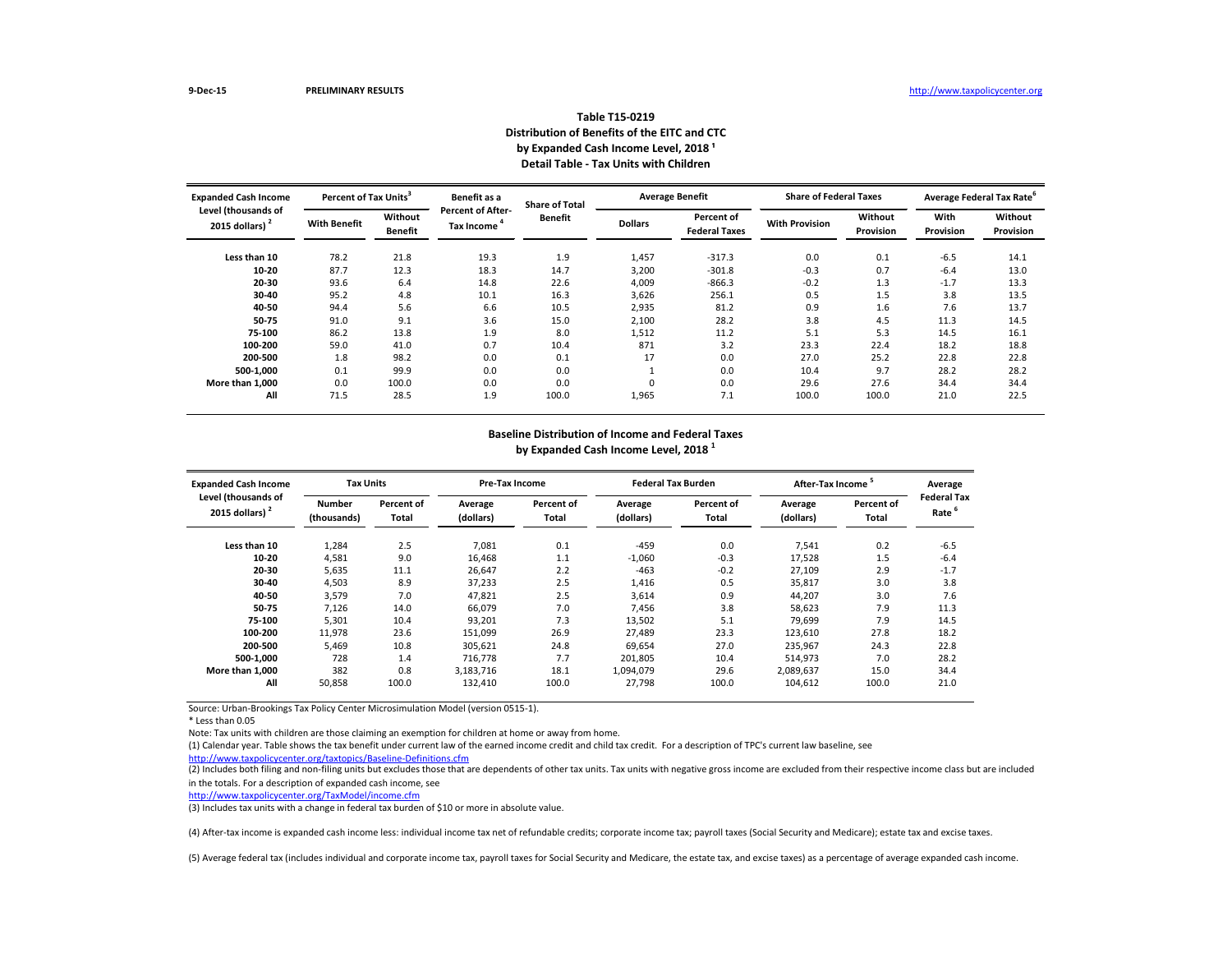9-Dec-15 PRELIMINARY RESULTS http://www.taxpolicycenter.org

## Table T15-0219
## Distribution of Benefits of the EITC and CTC
## by Expanded Cash Income Level, 2018 [1]
## Detail Table - Tax Units with Children

| Expanded Cash Income Level (thousands of 2015 dollars) [2] | Percent of Tax Units[3] | | Benefit as a Percent of After-Tax Income [4] | Share of Total Benefit | Average Benefit | | Share of Federal Taxes | | Average Federal Tax Rate[6] | |
|---|---|---|---|---|---|---|---|---|---|---|
| | With Benefit | Without Benefit | | | Dollars | Percent of Federal Taxes | With Provision | Without Provision | With Provision | Without Provision |
| Less than 10 | 78.2 | 21.8 | 19.3 | 1.9 | 1,457 | -317.3 | 0.0 | 0.1 | -6.5 | 14.1 |
| 10-20 | 87.7 | 12.3 | 18.3 | 14.7 | 3,200 | -301.8 | -0.3 | 0.7 | -6.4 | 13.0 |
| 20-30 | 93.6 | 6.4 | 14.8 | 22.6 | 4,009 | -866.3 | -0.2 | 1.3 | -1.7 | 13.3 |
| 30-40 | 95.2 | 4.8 | 10.1 | 16.3 | 3,626 | 256.1 | 0.5 | 1.5 | 3.8 | 13.5 |
| 40-50 | 94.4 | 5.6 | 6.6 | 10.5 | 2,935 | 81.2 | 0.9 | 1.6 | 7.6 | 13.7 |
| 50-75 | 91.0 | 9.1 | 3.6 | 15.0 | 2,100 | 28.2 | 3.8 | 4.5 | 11.3 | 14.5 |
| 75-100 | 86.2 | 13.8 | 1.9 | 8.0 | 1,512 | 11.2 | 5.1 | 5.3 | 14.5 | 16.1 |
| 100-200 | 59.0 | 41.0 | 0.7 | 10.4 | 871 | 3.2 | 23.3 | 22.4 | 18.2 | 18.8 |
| 200-500 | 1.8 | 98.2 | 0.0 | 0.1 | 17 | 0.0 | 27.0 | 25.2 | 22.8 | 22.8 |
| 500-1,000 | 0.1 | 99.9 | 0.0 | 0.0 | 1 | 0.0 | 10.4 | 9.7 | 28.2 | 28.2 |
| More than 1,000 | 0.0 | 100.0 | 0.0 | 0.0 | 0 | 0.0 | 29.6 | 27.6 | 34.4 | 34.4 |
| All | 71.5 | 28.5 | 1.9 | 100.0 | 1,965 | 7.1 | 100.0 | 100.0 | 21.0 | 22.5 |

## Baseline Distribution of Income and Federal Taxes
## by Expanded Cash Income Level, 2018 [1]

| Expanded Cash Income Level (thousands of 2015 dollars) [2] | Tax Units | | Pre-Tax Income | | Federal Tax Burden | | After-Tax Income [5] | | Average Federal Tax Rate [6] |
|---|---|---|---|---|---|---|---|---|---|
| | Number (thousands) | Percent of Total | Average (dollars) | Percent of Total | Average (dollars) | Percent of Total | Average (dollars) | Percent of Total | |
| Less than 10 | 1,284 | 2.5 | 7,081 | 0.1 | -459 | 0.0 | 7,541 | 0.2 | -6.5 |
| 10-20 | 4,581 | 9.0 | 16,468 | 1.1 | -1,060 | -0.3 | 17,528 | 1.5 | -6.4 |
| 20-30 | 5,635 | 11.1 | 26,647 | 2.2 | -463 | -0.2 | 27,109 | 2.9 | -1.7 |
| 30-40 | 4,503 | 8.9 | 37,233 | 2.5 | 1,416 | 0.5 | 35,817 | 3.0 | 3.8 |
| 40-50 | 3,579 | 7.0 | 47,821 | 2.5 | 3,614 | 0.9 | 44,207 | 3.0 | 7.6 |
| 50-75 | 7,126 | 14.0 | 66,079 | 7.0 | 7,456 | 3.8 | 58,623 | 7.9 | 11.3 |
| 75-100 | 5,301 | 10.4 | 93,201 | 7.3 | 13,502 | 5.1 | 79,699 | 7.9 | 14.5 |
| 100-200 | 11,978 | 23.6 | 151,099 | 26.9 | 27,489 | 23.3 | 123,610 | 27.8 | 18.2 |
| 200-500 | 5,469 | 10.8 | 305,621 | 24.8 | 69,654 | 27.0 | 235,967 | 24.3 | 22.8 |
| 500-1,000 | 728 | 1.4 | 716,778 | 7.7 | 201,805 | 10.4 | 514,973 | 7.0 | 28.2 |
| More than 1,000 | 382 | 0.8 | 3,183,716 | 18.1 | 1,094,079 | 29.6 | 2,089,637 | 15.0 | 34.4 |
| All | 50,858 | 100.0 | 132,410 | 100.0 | 27,798 | 100.0 | 104,612 | 100.0 | 21.0 |

Source: Urban-Brookings Tax Policy Center Microsimulation Model (version 0515-1).

\* Less than 0.05

Note: Tax units with children are those claiming an exemption for children at home or away from home.

(1) Calendar year. Table shows the tax benefit under current law of the earned income credit and child tax credit. For a description of TPC's current law baseline, see http://www.taxpolicycenter.org/taxtopics/Baseline-Definitions.cfm

(2) Includes both filing and non-filing units but excludes those that are dependents of other tax units. Tax units with negative gross income are excluded from their respective income class but are included in the totals. For a description of expanded cash income, see http://www.taxpolicycenter.org/TaxModel/income.cfm

(3) Includes tax units with a change in federal tax burden of $10 or more in absolute value.

(4) After-tax income is expanded cash income less: individual income tax net of refundable credits; corporate income tax; payroll taxes (Social Security and Medicare); estate tax and excise taxes.

(5) Average federal tax (includes individual and corporate income tax, payroll taxes for Social Security and Medicare, the estate tax, and excise taxes) as a percentage of average expanded cash income.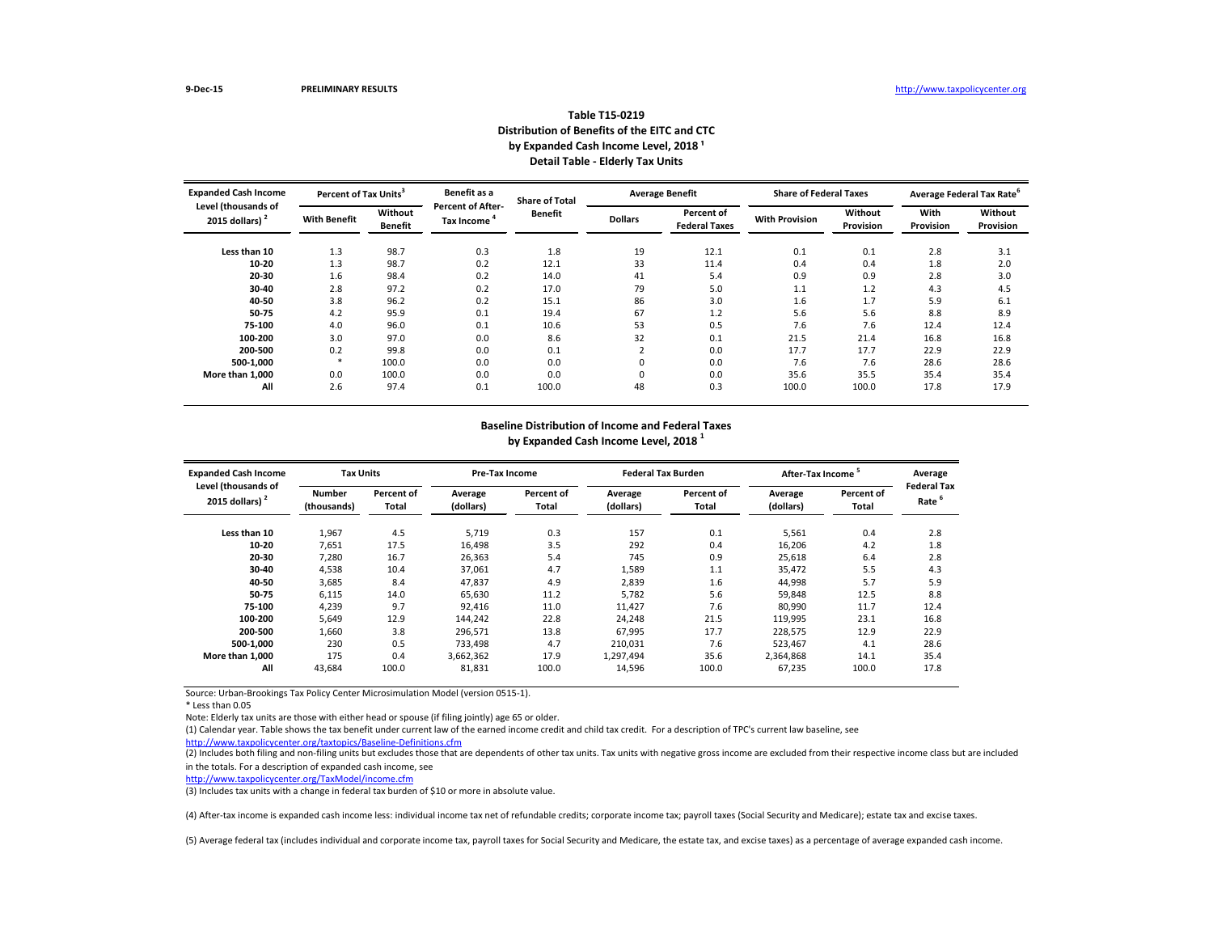9-Dec-15 PRELIMINARY RESULTS http://www.taxpolicycenter.org

## Table T15-0219
## Distribution of Benefits of the EITC and CTC by Expanded Cash Income Level, 2018 [1]
## Detail Table - Elderly Tax Units

| Expanded Cash Income Level (thousands of 2015 dollars) [2] | Percent of Tax Units [3] | | Benefit as a Percent of After-Tax Income [4] | Share of Total Benefit | Average Benefit | | Share of Federal Taxes | | Average Federal Tax Rate [6] | |
|---|---|---|---|---|---|---|---|---|---|---|
| | With Benefit | Without Benefit | | | Dollars | Percent of Federal Taxes | With Provision | Without Provision | With Provision | Without Provision |
| Less than 10 | 1.3 | 98.7 | 0.3 | 1.8 | 19 | 12.1 | 0.1 | 0.1 | 2.8 | 3.1 |
| 10-20 | 1.3 | 98.7 | 0.2 | 12.1 | 33 | 11.4 | 0.4 | 0.4 | 1.8 | 2.0 |
| 20-30 | 1.6 | 98.4 | 0.2 | 14.0 | 41 | 5.4 | 0.9 | 0.9 | 2.8 | 3.0 |
| 30-40 | 2.8 | 97.2 | 0.2 | 17.0 | 79 | 5.0 | 1.1 | 1.2 | 4.3 | 4.5 |
| 40-50 | 3.8 | 96.2 | 0.2 | 15.1 | 86 | 3.0 | 1.6 | 1.7 | 5.9 | 6.1 |
| 50-75 | 4.2 | 95.9 | 0.1 | 19.4 | 67 | 1.2 | 5.6 | 5.6 | 8.8 | 8.9 |
| 75-100 | 4.0 | 96.0 | 0.1 | 10.6 | 53 | 0.5 | 7.6 | 7.6 | 12.4 | 12.4 |
| 100-200 | 3.0 | 97.0 | 0.0 | 8.6 | 32 | 0.1 | 21.5 | 21.4 | 16.8 | 16.8 |
| 200-500 | 0.2 | 99.8 | 0.0 | 0.1 | 2 | 0.0 | 17.7 | 17.7 | 22.9 | 22.9 |
| 500-1,000 | * | 100.0 | 0.0 | 0.0 | 0 | 0.0 | 7.6 | 7.6 | 28.6 | 28.6 |
| More than 1,000 | 0.0 | 100.0 | 0.0 | 0.0 | 0 | 0.0 | 35.6 | 35.5 | 35.4 | 35.4 |
| All | 2.6 | 97.4 | 0.1 | 100.0 | 48 | 0.3 | 100.0 | 100.0 | 17.8 | 17.9 |

## Baseline Distribution of Income and Federal Taxes by Expanded Cash Income Level, 2018 [1]

| Expanded Cash Income Level (thousands of 2015 dollars) [2] | Tax Units | | Pre-Tax Income | | Federal Tax Burden | | After-Tax Income [5] | | Average Federal Tax Rate [6] |
|---|---|---|---|---|---|---|---|---|---|
| | Number (thousands) | Percent of Total | Average (dollars) | Percent of Total | Average (dollars) | Percent of Total | Average (dollars) | Percent of Total | |
| Less than 10 | 1,967 | 4.5 | 5,719 | 0.3 | 157 | 0.1 | 5,561 | 0.4 | 2.8 |
| 10-20 | 7,651 | 17.5 | 16,498 | 3.5 | 292 | 0.4 | 16,206 | 4.2 | 1.8 |
| 20-30 | 7,280 | 16.7 | 26,363 | 5.4 | 745 | 0.9 | 25,618 | 6.4 | 2.8 |
| 30-40 | 4,538 | 10.4 | 37,061 | 4.7 | 1,589 | 1.1 | 35,472 | 5.5 | 4.3 |
| 40-50 | 3,685 | 8.4 | 47,837 | 4.9 | 2,839 | 1.6 | 44,998 | 5.7 | 5.9 |
| 50-75 | 6,115 | 14.0 | 65,630 | 11.2 | 5,782 | 5.6 | 59,848 | 12.5 | 8.8 |
| 75-100 | 4,239 | 9.7 | 92,416 | 11.0 | 11,427 | 7.6 | 80,990 | 11.7 | 12.4 |
| 100-200 | 5,649 | 12.9 | 144,242 | 22.8 | 24,248 | 21.5 | 119,995 | 23.1 | 16.8 |
| 200-500 | 1,660 | 3.8 | 296,571 | 13.8 | 67,995 | 17.7 | 228,575 | 12.9 | 22.9 |
| 500-1,000 | 230 | 0.5 | 733,498 | 4.7 | 210,031 | 7.6 | 523,467 | 4.1 | 28.6 |
| More than 1,000 | 175 | 0.4 | 3,662,362 | 17.9 | 1,297,494 | 35.6 | 2,364,868 | 14.1 | 35.4 |
| All | 43,684 | 100.0 | 81,831 | 100.0 | 14,596 | 100.0 | 67,235 | 100.0 | 17.8 |

Source: Urban-Brookings Tax Policy Center Microsimulation Model (version 0515-1).

* Less than 0.05

Note: Elderly tax units are those with either head or spouse (if filing jointly) age 65 or older.

(1) Calendar year. Table shows the tax benefit under current law of the earned income credit and child tax credit. For a description of TPC's current law baseline, see http://www.taxpolicycenter.org/taxtopics/Baseline-Definitions.cfm

(2) Includes both filing and non-filing units but excludes those that are dependents of other tax units. Tax units with negative gross income are excluded from their respective income class but are included in the totals. For a description of expanded cash income, see http://www.taxpolicycenter.org/TaxModel/income.cfm

(3) Includes tax units with a change in federal tax burden of $10 or more in absolute value.

(4) After-tax income is expanded cash income less: individual income tax net of refundable credits; corporate income tax; payroll taxes (Social Security and Medicare); estate tax and excise taxes.

(5) Average federal tax (includes individual and corporate income tax, payroll taxes for Social Security and Medicare, the estate tax, and excise taxes) as a percentage of average expanded cash income.